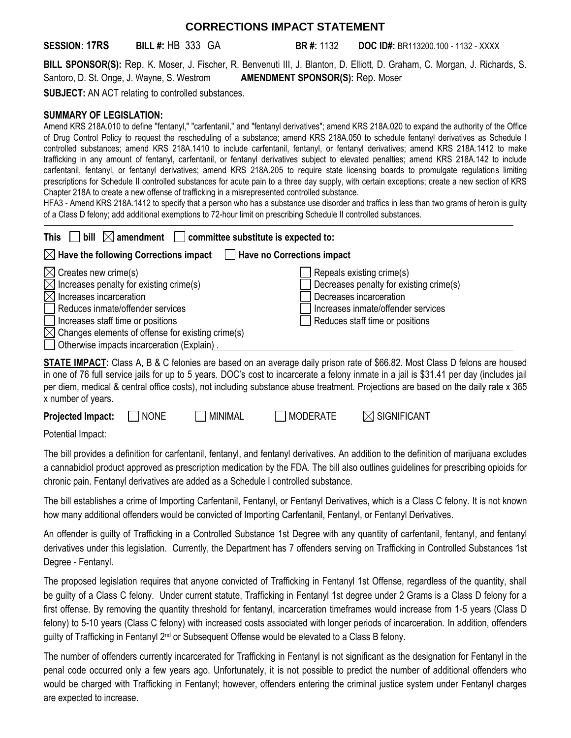# CORRECTIONS IMPACT STATEMENT

**SESSION: 17RS** **BILL #:** HB 333 GA **BR #:** 1132 **DOC ID#:** BR113200.100 - 1132 - XXXX

**BILL SPONSOR(S):** Rep. K. Moser, J. Fischer, R. Benvenuti III, J. Blanton, D. Elliott, D. Graham, C. Morgan, J. Richards, S. Santoro, D. St. Onge, J. Wayne, S. Westrom **AMENDMENT SPONSOR(S):** Rep. Moser

**SUBJECT:** AN ACT relating to controlled substances.

**SUMMARY OF LEGISLATION:**

Amend KRS 218A.010 to define "fentanyl," "carfentanil," and "fentanyl derivatives"; amend KRS 218A.020 to expand the authority of the Office of Drug Control Policy to request the rescheduling of a substance; amend KRS 218A.050 to schedule fentanyl derivatives as Schedule I controlled substances; amend KRS 218A.1410 to include carfentanil, fentanyl, or fentanyl derivatives; amend KRS 218A.1412 to make trafficking in any amount of fentanyl, carfentanil, or fentanyl derivatives subject to elevated penalties; amend KRS 218A.142 to include carfentanil, fentanyl, or fentanyl derivatives; amend KRS 218A.205 to require state licensing boards to promulgate regulations limiting prescriptions for Schedule II controlled substances for acute pain to a three day supply, with certain exceptions; create a new section of KRS Chapter 218A to create a new offense of trafficking in a misrepresented controlled substance.

HFA3 - Amend KRS 218A.1412 to specify that a person who has a substance use disorder and traffics in less than two grams of heroin is guilty of a Class D felony; add additional exemptions to 72-hour limit on prescribing Schedule II controlled substances.

**This** ☐ **bill** ☒ **amendment** ☐ **committee substitute is expected to:**

☒ **Have the following Corrections impact** ☐ **Have no Corrections impact**

- ☒ Creates new crime(s)
- ☒ Increases penalty for existing crime(s)
- ☒ Increases incarceration
- ☐ Reduces inmate/offender services
- ☐ Increases staff time or positions
- ☒ Changes elements of offense for existing crime(s)
- ☐ Otherwise impacts incarceration (Explain) .
- ☐ Repeals existing crime(s)
- ☐ Decreases penalty for existing crime(s)
- ☐ Decreases incarceration
- ☐ Increases inmate/offender services
- ☐ Reduces staff time or positions

**STATE IMPACT:** Class A, B & C felonies are based on an average daily prison rate of $66.82. Most Class D felons are housed in one of 76 full service jails for up to 5 years. DOC's cost to incarcerate a felony inmate in a jail is $31.41 per day (includes jail per diem, medical & central office costs), not including substance abuse treatment. Projections are based on the daily rate x 365 x number of years.

**Projected Impact:** ☐ NONE ☐ MINIMAL ☐ MODERATE ☒ SIGNIFICANT

Potential Impact:

The bill provides a definition for carfentanil, fentanyl, and fentanyl derivatives. An addition to the definition of marijuana excludes a cannabidiol product approved as prescription medication by the FDA. The bill also outlines guidelines for prescribing opioids for chronic pain. Fentanyl derivatives are added as a Schedule I controlled substance.

The bill establishes a crime of Importing Carfentanil, Fentanyl, or Fentanyl Derivatives, which is a Class C felony. It is not known how many additional offenders would be convicted of Importing Carfentanil, Fentanyl, or Fentanyl Derivatives.

An offender is guilty of Trafficking in a Controlled Substance 1st Degree with any quantity of carfentanil, fentanyl, and fentanyl derivatives under this legislation. Currently, the Department has 7 offenders serving on Trafficking in Controlled Substances 1st Degree - Fentanyl.

The proposed legislation requires that anyone convicted of Trafficking in Fentanyl 1st Offense, regardless of the quantity, shall be guilty of a Class C felony. Under current statute, Trafficking in Fentanyl 1st degree under 2 Grams is a Class D felony for a first offense. By removing the quantity threshold for fentanyl, incarceration timeframes would increase from 1-5 years (Class D felony) to 5-10 years (Class C felony) with increased costs associated with longer periods of incarceration. In addition, offenders guilty of Trafficking in Fentanyl 2nd or Subsequent Offense would be elevated to a Class B felony.

The number of offenders currently incarcerated for Trafficking in Fentanyl is not significant as the designation for Fentanyl in the penal code occurred only a few years ago. Unfortunately, it is not possible to predict the number of additional offenders who would be charged with Trafficking in Fentanyl; however, offenders entering the criminal justice system under Fentanyl charges are expected to increase.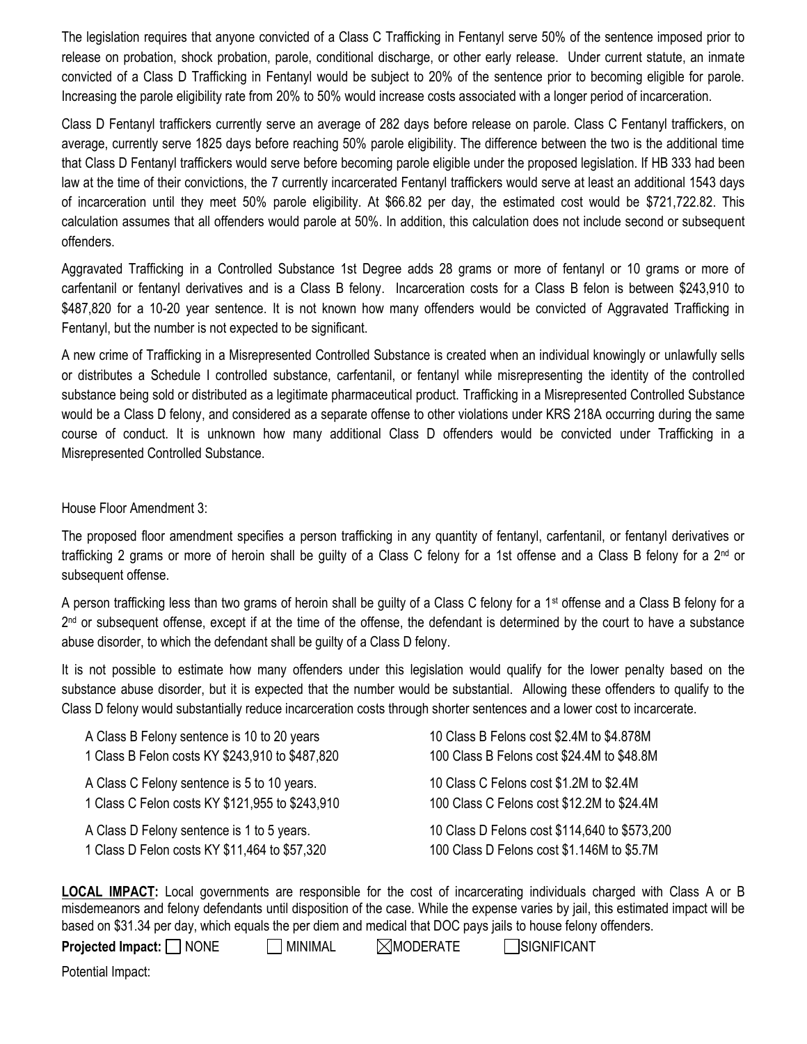The legislation requires that anyone convicted of a Class C Trafficking in Fentanyl serve 50% of the sentence imposed prior to release on probation, shock probation, parole, conditional discharge, or other early release. Under current statute, an inmate convicted of a Class D Trafficking in Fentanyl would be subject to 20% of the sentence prior to becoming eligible for parole. Increasing the parole eligibility rate from 20% to 50% would increase costs associated with a longer period of incarceration.

Class D Fentanyl traffickers currently serve an average of 282 days before release on parole. Class C Fentanyl traffickers, on average, currently serve 1825 days before reaching 50% parole eligibility. The difference between the two is the additional time that Class D Fentanyl traffickers would serve before becoming parole eligible under the proposed legislation. If HB 333 had been law at the time of their convictions, the 7 currently incarcerated Fentanyl traffickers would serve at least an additional 1543 days of incarceration until they meet 50% parole eligibility. At $66.82 per day, the estimated cost would be $721,722.82. This calculation assumes that all offenders would parole at 50%. In addition, this calculation does not include second or subsequent offenders.

Aggravated Trafficking in a Controlled Substance 1st Degree adds 28 grams or more of fentanyl or 10 grams or more of carfentanil or fentanyl derivatives and is a Class B felony. Incarceration costs for a Class B felon is between $243,910 to $487,820 for a 10-20 year sentence. It is not known how many offenders would be convicted of Aggravated Trafficking in Fentanyl, but the number is not expected to be significant.

A new crime of Trafficking in a Misrepresented Controlled Substance is created when an individual knowingly or unlawfully sells or distributes a Schedule I controlled substance, carfentanil, or fentanyl while misrepresenting the identity of the controlled substance being sold or distributed as a legitimate pharmaceutical product. Trafficking in a Misrepresented Controlled Substance would be a Class D felony, and considered as a separate offense to other violations under KRS 218A occurring during the same course of conduct. It is unknown how many additional Class D offenders would be convicted under Trafficking in a Misrepresented Controlled Substance.

House Floor Amendment 3:

The proposed floor amendment specifies a person trafficking in any quantity of fentanyl, carfentanil, or fentanyl derivatives or trafficking 2 grams or more of heroin shall be guilty of a Class C felony for a 1st offense and a Class B felony for a 2nd or subsequent offense.

A person trafficking less than two grams of heroin shall be guilty of a Class C felony for a 1st offense and a Class B felony for a 2nd or subsequent offense, except if at the time of the offense, the defendant is determined by the court to have a substance abuse disorder, to which the defendant shall be guilty of a Class D felony.

It is not possible to estimate how many offenders under this legislation would qualify for the lower penalty based on the substance abuse disorder, but it is expected that the number would be substantial. Allowing these offenders to qualify to the Class D felony would substantially reduce incarceration costs through shorter sentences and a lower cost to incarcerate.

| | |
|---|---|
| A Class B Felony sentence is 10 to 20 years | 10 Class B Felons cost $2.4M to $4.878M |
| 1 Class B Felon costs KY $243,910 to $487,820 | 100 Class B Felons cost $24.4M to $48.8M |
| A Class C Felony sentence is 5 to 10 years. | 10 Class C Felons cost $1.2M to $2.4M |
| 1 Class C Felon costs KY $121,955 to $243,910 | 100 Class C Felons cost $12.2M to $24.4M |
| A Class D Felony sentence is 1 to 5 years. | 10 Class D Felons cost $114,640 to $573,200 |
| 1 Class D Felon costs KY $11,464 to $57,320 | 100 Class D Felons cost $1.146M to $5.7M |

**LOCAL IMPACT:** Local governments are responsible for the cost of incarcerating individuals charged with Class A or B misdemeanors and felony defendants until disposition of the case. While the expense varies by jail, this estimated impact will be based on $31.34 per day, which equals the per diem and medical that DOC pays jails to house felony offenders.

**Projected Impact:** ☐ NONE ☐ MINIMAL ☒ MODERATE ☐ SIGNIFICANT

Potential Impact: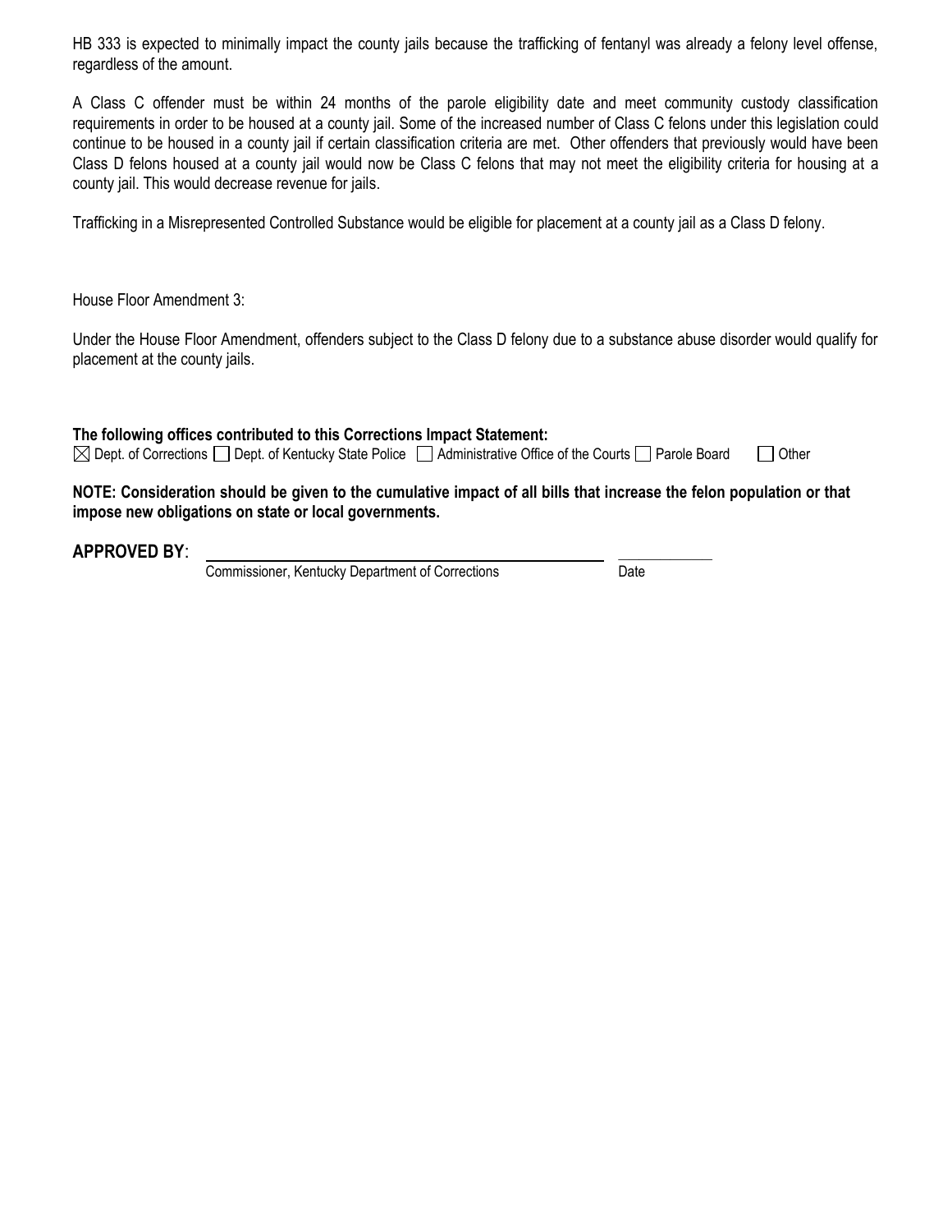HB 333 is expected to minimally impact the county jails because the trafficking of fentanyl was already a felony level offense, regardless of the amount.

A Class C offender must be within 24 months of the parole eligibility date and meet community custody classification requirements in order to be housed at a county jail. Some of the increased number of Class C felons under this legislation could continue to be housed in a county jail if certain classification criteria are met. Other offenders that previously would have been Class D felons housed at a county jail would now be Class C felons that may not meet the eligibility criteria for housing at a county jail. This would decrease revenue for jails.

Trafficking in a Misrepresented Controlled Substance would be eligible for placement at a county jail as a Class D felony.

House Floor Amendment 3:

Under the House Floor Amendment, offenders subject to the Class D felony due to a substance abuse disorder would qualify for placement at the county jails.

**The following offices contributed to this Corrections Impact Statement:**

☒ Dept. of Corrections ☐ Dept. of Kentucky State Police ☐ Administrative Office of the Courts ☐ Parole Board ☐ Other

**NOTE: Consideration should be given to the cumulative impact of all bills that increase the felon population or that impose new obligations on state or local governments.**

**APPROVED BY**: ______________________________ __________

Commissioner, Kentucky Department of Corrections Date